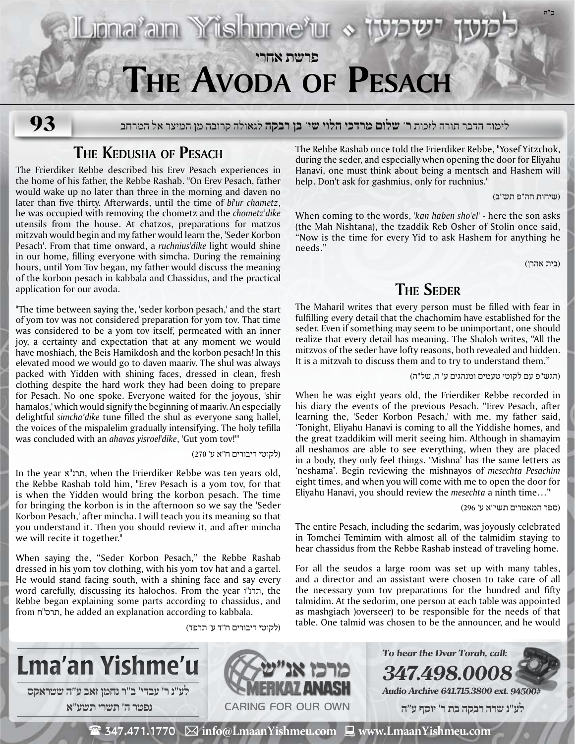# Lma'an Yishme'u • למען ישמעו

פרשת אחרי

# THE AVODA OF PESACH

**93**

לימוד הדבר תורה לזכות **ר׳ שלום מרדכי הלוי שי׳ בן רבקה** לגאולה קרובה מן המיצר אל המרחב

## THE KEDUSHA OF PESACH

The Frierdiker Rebbe described his Erev Pesach experiences in the home of his father, the Rebbe Rashab. "On Erev Pesach, father would wake up no later than three in the morning and daven no later than five thirty. Afterwards, until the time of *bi'ur chametz*, he was occupied with removing the chometz and the *chometz'dike* utensils from the house. At chatzos, preparations for matzos mitzvah would begin and my father would learn the, 'Seder Korbon Pesach'. From that time onward, a *ruchnius'dike* light would shine in our home, filling everyone with simcha. During the remaining hours, until Yom Tov began, my father would discuss the meaning of the korbon pesach in kabbala and Chassidus, and the practical application for our avoda.

"The time between saying the, 'seder korbon pesach,' and the start of yom tov was not considered preparation for yom tov. That time was considered to be a yom tov itself, permeated with an inner joy, a certainty and expectation that at any moment we would have moshiach, the Beis Hamikdosh and the korbon pesach! In this elevated mood we would go to daven maariv. The shul was always packed with Yidden with shining faces, dressed in clean, fresh clothing despite the hard work they had been doing to prepare for Pesach. No one spoke. Everyone waited for the joyous, 'shir hamalos,' which would signify the beginning of maariv. An especially delightful *simcha'dike* tune filled the shul as everyone sang hallel, the voices of the mispalelim gradually intensifying. The holy tefilla was concluded with an *ahavas yisroel'dike*, 'Gut yom tov!'"

(לקוטי דיבורים ח"א ע' 270)

In the year תרנ"א, when the Frierdiker Rebbe was ten years old, the Rebbe Rashab told him, "Erev Pesach is a yom tov, for that is when the Yidden would bring the korbon pesach. The time for bringing the korbon is in the afternoon so we say the 'Seder Korbon Pesach,' after mincha. I will teach you its meaning so that you understand it. Then you should review it, and after mincha we will recite it together."

When saying the, "Seder Korbon Pesach," the Rebbe Rashab dressed in his yom tov clothing, with his yom tov hat and a gartel. He would stand facing south, with a shining face and say every word carefully, discussing its halochos. From the year תרנ"ו, the Rebbe began explaining some parts according to chassidus, and from תרס"ח, he added an explanation according to kabbala.

(לקוטי דיבורים ח"ד ע' תרפד)

The Rebbe Rashab once told the Frierdiker Rebbe, "Yosef Yitzchok, during the seder, and especially when opening the door for Eliyahu Hanavi, one must think about being a mentsch and Hashem will help. Don't ask for gashmius, only for ruchnius."

(שיחות חה"פ תש"ב)

When coming to the words, '*kan haben sho'el*' - here the son asks (the Mah Nishtana), the tzaddik Reb Osher of Stolin once said, "Now is the time for every Yid to ask Hashem for anything he needs."

(בית אהרן)

## THE SEDER

The Maharil writes that every person must be filled with fear in fulfilling every detail that the chachomim have established for the seder. Even if something may seem to be unimportant, one should realize that every detail has meaning. The Shaloh writes, "All the mitzvos of the seder have lofty reasons, both revealed and hidden. It is a mitzvah to discuss them and to try to understand them."

(הגש"פ עם לקוטי טעמים ומנהגים ע' ה, של"ה)

When he was eight years old, the Frierdiker Rebbe recorded in his diary the events of the previous Pesach. "Erev Pesach, after learning the, 'Seder Korbon Pesach,' with me, my father said, 'Tonight, Eliyahu Hanavi is coming to all the Yiddishe homes, and the great tzaddikim will merit seeing him. Although in shamayim all neshamos are able to see everything, when they are placed in a body, they only feel things. 'Mishna' has the same letters as 'neshama'. Begin reviewing the mishnayos of *mesechta Pesachim* eight times, and when you will come with me to open the door for Eliyahu Hanavi, you should review the *mesechta* a ninth time…'"

(ספר המאמרים תשי"א ע' 296)

The entire Pesach, including the sedarim, was joyously celebrated in Tomchei Temimim with almost all of the talmidim staying to hear chassidus from the Rebbe Rashab instead of traveling home.

For all the seudos a large room was set up with many tables, and a director and an assistant were chosen to take care of all the necessary yom tov preparations for the hundred and fifty talmidim. At the sedorim, one person at each table was appointed as mashgiach )overseer) to be responsible for the needs of that table. One talmid was chosen to be the announcer, and he would

---

**Lma'an Yishme'u**

לע"נ ר' עבדי' ב"ר נחמן זאב ע"ה שטראקס
נפטר ה' תשרי תשע"א

מרכז אנ"ש MERKAZ ANASH — CARING FOR OUR OWN

*To hear the Dvar Torah, call:*
***347.498.0008***
*Audio Archive 641.715.3800 ext. 94500#*

לע"נ שרה רבקה בת ר' יוסף ע"ה

☎ 347.471.1770 ✉ info@LmaanYishmeu.com 💻 www.LmaanYishmeu.com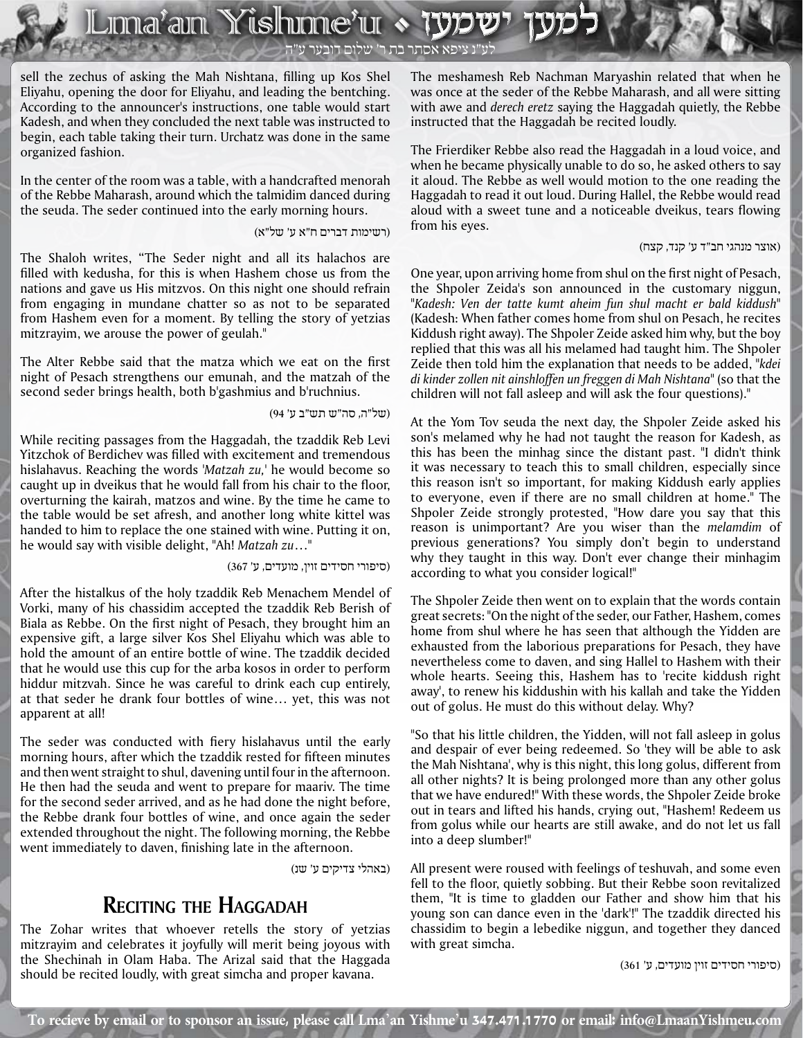sell the zechus of asking the Mah Nishtana, filling up Kos Shel Eliyahu, opening the door for Eliyahu, and leading the bentching. According to the announcer's instructions, one table would start Kadesh, and when they concluded the next table was instructed to begin, each table taking their turn. Urchatz was done in the same organized fashion.

In the center of the room was a table, with a handcrafted menorah of the Rebbe Maharash, around which the talmidim danced during the seuda. The seder continued into the early morning hours.

(רשימות דברים ח"א ע' של"א)

The Shaloh writes, "The Seder night and all its halachos are filled with kedusha, for this is when Hashem chose us from the nations and gave us His mitzvos. On this night one should refrain from engaging in mundane chatter so as not to be separated from Hashem even for a moment. By telling the story of yetzias mitzrayim, we arouse the power of geulah."

The Alter Rebbe said that the matza which we eat on the first night of Pesach strengthens our emunah, and the matzah of the second seder brings health, both b'gashmius and b'ruchnius.

(של"ה, סה"ש תש"ב ע' 94)

While reciting passages from the Haggadah, the tzaddik Reb Levi Yitzchok of Berdichev was filled with excitement and tremendous hislahavus. Reaching the words '*Matzah zu*,' he would become so caught up in dveikus that he would fall from his chair to the floor, overturning the kairah, matzos and wine. By the time he came to the table would be set afresh, and another long white kittel was handed to him to replace the one stained with wine. Putting it on, he would say with visible delight, "Ah! *Matzah zu*…"

(סיפורי חסידים זוין, מועדים, ע' 367)

After the histalkus of the holy tzaddik Reb Menachem Mendel of Vorki, many of his chassidim accepted the tzaddik Reb Berish of Biala as Rebbe. On the first night of Pesach, they brought him an expensive gift, a large silver Kos Shel Eliyahu which was able to hold the amount of an entire bottle of wine. The tzaddik decided that he would use this cup for the arba kosos in order to perform hiddur mitzvah. Since he was careful to drink each cup entirely, at that seder he drank four bottles of wine… yet, this was not apparent at all!

The seder was conducted with fiery hislahavus until the early morning hours, after which the tzaddik rested for fifteen minutes and then went straight to shul, davening until four in the afternoon. He then had the seuda and went to prepare for maariv. The time for the second seder arrived, and as he had done the night before, the Rebbe drank four bottles of wine, and once again the seder extended throughout the night. The following morning, the Rebbe went immediately to daven, finishing late in the afternoon.

(באהלי צדיקים ע' שנ)

## Reciting the Haggadah

The Zohar writes that whoever retells the story of yetzias mitzrayim and celebrates it joyfully will merit being joyous with the Shechinah in Olam Haba. The Arizal said that the Haggada should be recited loudly, with great simcha and proper kavana.

The meshamesh Reb Nachman Maryashin related that when he was once at the seder of the Rebbe Maharash, and all were sitting with awe and *derech eretz* saying the Haggadah quietly, the Rebbe instructed that the Haggadah be recited loudly.

The Frierdiker Rebbe also read the Haggadah in a loud voice, and when he became physically unable to do so, he asked others to say it aloud. The Rebbe as well would motion to the one reading the Haggadah to read it out loud. During Hallel, the Rebbe would read aloud with a sweet tune and a noticeable dveikus, tears flowing from his eyes.

(אוצר מנהגי חב"ד ע' קנד, קצח)

One year, upon arriving home from shul on the first night of Pesach, the Shpoler Zeida's son announced in the customary niggun, "*Kadesh: Ven der tatte kumt aheim fun shul macht er bald kiddush*" (Kadesh: When father comes home from shul on Pesach, he recites Kiddush right away). The Shpoler Zeide asked him why, but the boy replied that this was all his melamed had taught him. The Shpoler Zeide then told him the explanation that needs to be added, "*kdei di kinder zollen nit ainshloffen un freggen di Mah Nishtana*" (so that the children will not fall asleep and will ask the four questions)."

At the Yom Tov seuda the next day, the Shpoler Zeide asked his son's melamed why he had not taught the reason for Kadesh, as this has been the minhag since the distant past. "I didn't think it was necessary to teach this to small children, especially since this reason isn't so important, for making Kiddush early applies to everyone, even if there are no small children at home." The Shpoler Zeide strongly protested, "How dare you say that this reason is unimportant? Are you wiser than the *melamdim* of previous generations? You simply don't begin to understand why they taught in this way. Don't ever change their minhagim according to what you consider logical!"

The Shpoler Zeide then went on to explain that the words contain great secrets: "On the night of the seder, our Father, Hashem, comes home from shul where he has seen that although the Yidden are exhausted from the laborious preparations for Pesach, they have nevertheless come to daven, and sing Hallel to Hashem with their whole hearts. Seeing this, Hashem has to 'recite kiddush right away', to renew his kiddushin with his kallah and take the Yidden out of golus. He must do this without delay. Why?

"So that his little children, the Yidden, will not fall asleep in golus and despair of ever being redeemed. So 'they will be able to ask the Mah Nishtana', why is this night, this long golus, different from all other nights? It is being prolonged more than any other golus that we have endured!" With these words, the Shpoler Zeide broke out in tears and lifted his hands, crying out, "Hashem! Redeem us from golus while our hearts are still awake, and do not let us fall into a deep slumber!"

All present were roused with feelings of teshuvah, and some even fell to the floor, quietly sobbing. But their Rebbe soon revitalized them, "It is time to gladden our Father and show him that his young son can dance even in the 'dark'!" The tzaddik directed his chassidim to begin a lebedike niggun, and together they danced with great simcha.

(סיפורי חסידים זוין מועדים, ע' 361)

To recieve by email or to sponsor an issue, please call Lma'an Yishme'u 347.471.1770 or email: info@LmaanYishmeu.com